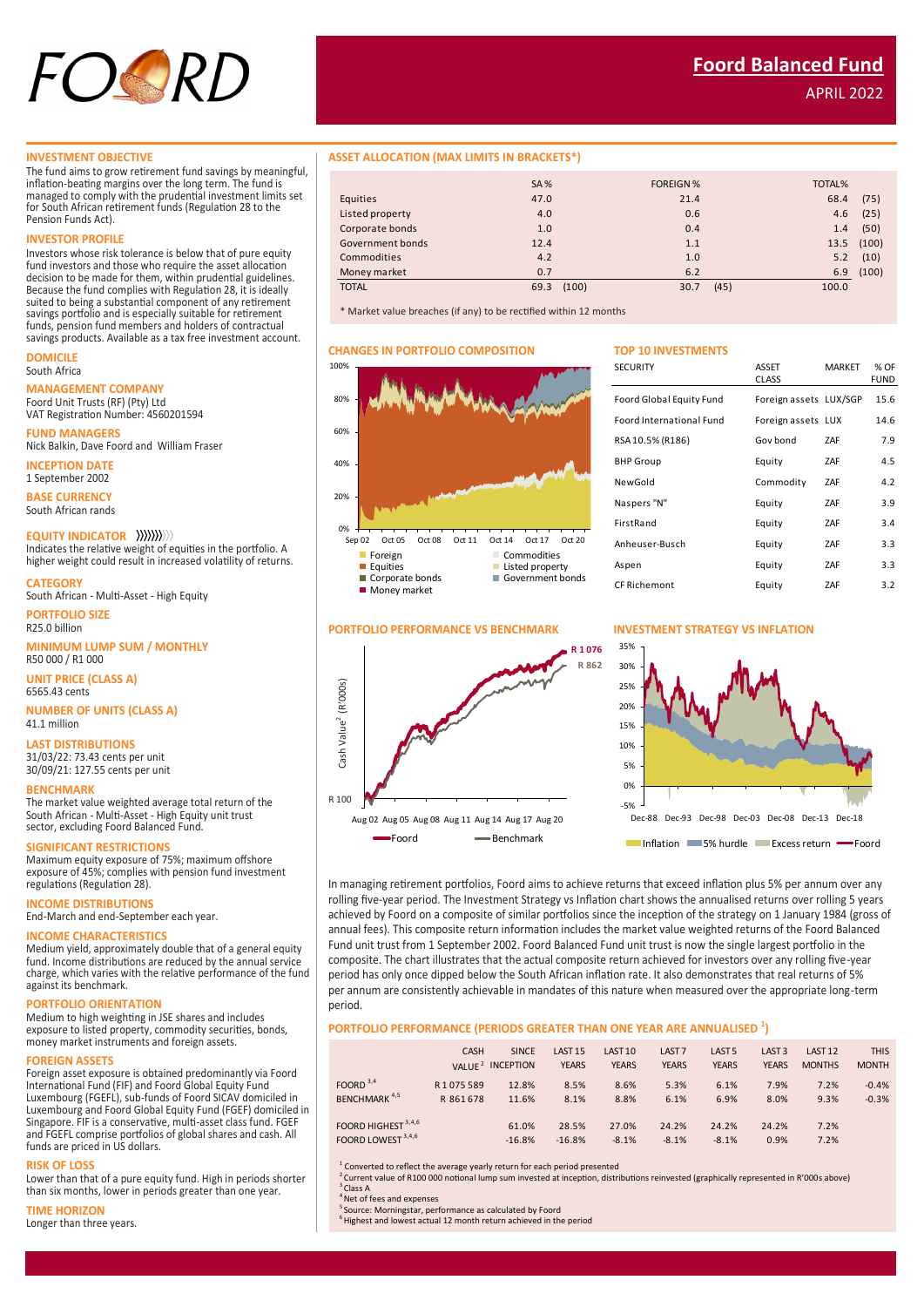# Foord Balanced Fund

APRIL 2022

## INVESTMENT OBJECTIVE

The fund aims to grow retirement fund savings by meaningful, inflation-beating margins over the long term. The fund is managed to comply with the prudential investment limits set for South African retirement funds (Regulation 28 to the Pension Funds Act).

## INVESTOR PROFILE

Investors whose risk tolerance is below that of pure equity fund investors and those who require the asset allocation decision to be made for them, within prudential guidelines. Because the fund complies with Regulation 28, it is ideally suited to being a substantial component of any retirement savings portfolio and is especially suitable for retirement funds, pension fund members and holders of contractual savings products. Available as a tax free investment account.

## DOMICILE

South Africa

## MANAGEMENT COMPANY

Foord Unit Trusts (RF) (Pty) Ltd
VAT Registration Number: 4560201594

## FUND MANAGERS

Nick Balkin, Dave Foord and William Fraser

## INCEPTION DATE

1 September 2002

## BASE CURRENCY

South African rands

## EQUITY INDICATOR

Indicates the relative weight of equities in the portfolio. A higher weight could result in increased volatility of returns.

## CATEGORY

South African - Multi-Asset - High Equity

## PORTFOLIO SIZE

R25.0 billion

## MINIMUM LUMP SUM / MONTHLY

R50 000 / R1 000

## UNIT PRICE (CLASS A)

6565.43 cents

## NUMBER OF UNITS (CLASS A)

41.1 million

## LAST DISTRIBUTIONS

31/03/22: 73.43 cents per unit
30/09/21: 127.55 cents per unit

## BENCHMARK

The market value weighted average total return of the South African - Multi-Asset - High Equity unit trust sector, excluding Foord Balanced Fund.

## SIGNIFICANT RESTRICTIONS

Maximum equity exposure of 75%; maximum offshore exposure of 45%; complies with pension fund investment regulations (Regulation 28).

## INCOME DISTRIBUTIONS

End-March and end-September each year.

## INCOME CHARACTERISTICS

Medium yield, approximately double that of a general equity fund. Income distributions are reduced by the annual service charge, which varies with the relative performance of the fund against its benchmark.

## PORTFOLIO ORIENTATION

Medium to high weighting in JSE shares and includes exposure to listed property, commodity securities, bonds, money market instruments and foreign assets.

## FOREIGN ASSETS

Foreign asset exposure is obtained predominantly via Foord International Fund (FIF) and Foord Global Equity Fund Luxembourg (FGEFL), sub-funds of Foord SICAV domiciled in Luxembourg and Foord Global Equity Fund (FGEF) domiciled in Singapore. FIF is a conservative, multi-asset class fund. FGEF and FGEFL comprise portfolios of global shares and cash. All funds are priced in US dollars.

## RISK OF LOSS

Lower than that of a pure equity fund. High in periods shorter than six months, lower in periods greater than one year.

## TIME HORIZON

Longer than three years.

## ASSET ALLOCATION (MAX LIMITS IN BRACKETS*)

| | SA % | | FOREIGN % | | TOTAL% | |
|---|---|---|---|---|---|---|
| Equities | 47.0 | | 21.4 | | 68.4 | (75) |
| Listed property | 4.0 | | 0.6 | | 4.6 | (25) |
| Corporate bonds | 1.0 | | 0.4 | | 1.4 | (50) |
| Government bonds | 12.4 | | 1.1 | | 13.5 | (100) |
| Commodities | 4.2 | | 1.0 | | 5.2 | (10) |
| Money market | 0.7 | | 6.2 | | 6.9 | (100) |
| TOTAL | 69.3 | (100) | 30.7 | (45) | 100.0 | |

\* Market value breaches (if any) to be rectified within 12 months

## CHANGES IN PORTFOLIO COMPOSITION

Legend: Foreign, Equities, Corporate bonds, Money market, Commodities, Listed property, Government bonds

## TOP 10 INVESTMENTS

| SECURITY | ASSET CLASS | MARKET | % OF FUND |
|---|---|---|---|
| Foord Global Equity Fund | Foreign assets | LUX/SGP | 15.6 |
| Foord International Fund | Foreign assets | LUX | 14.6 |
| RSA 10.5% (R186) | Gov bond | ZAF | 7.9 |
| BHP Group | Equity | ZAF | 4.5 |
| NewGold | Commodity | ZAF | 4.2 |
| Naspers "N" | Equity | ZAF | 3.9 |
| FirstRand | Equity | ZAF | 3.4 |
| Anheuser-Busch | Equity | ZAF | 3.3 |
| Aspen | Equity | ZAF | 3.3 |
| CF Richemont | Equity | ZAF | 3.2 |

## PORTFOLIO PERFORMANCE VS BENCHMARK

Foord: R 1 076; Benchmark: R 862

## INVESTMENT STRATEGY VS INFLATION

Legend: Inflation, 5% hurdle, Excess return, Foord

In managing retirement portfolios, Foord aims to achieve returns that exceed inflation plus 5% per annum over any rolling five-year period. The Investment Strategy vs Inflation chart shows the annualised returns over rolling 5 years achieved by Foord on a composite of similar portfolios since the inception of the strategy on 1 January 1984 (gross of annual fees). This composite return information includes the market value weighted returns of the Foord Balanced Fund unit trust from 1 September 2002. Foord Balanced Fund unit trust is now the single largest portfolio in the composite. The chart illustrates that the actual composite return achieved for investors over any rolling five-year period has only once dipped below the South African inflation rate. It also demonstrates that real returns of 5% per annum are consistently achievable in mandates of this nature when measured over the appropriate long-term period.

## PORTFOLIO PERFORMANCE (PERIODS GREATER THAN ONE YEAR ARE ANNUALISED [1])

| | CASH VALUE [2] | SINCE INCEPTION | LAST 15 YEARS | LAST 10 YEARS | LAST 7 YEARS | LAST 5 YEARS | LAST 3 YEARS | LAST 12 MONTHS | THIS MONTH |
|---|---|---|---|---|---|---|---|---|---|
| FOORD [3,4] | R 1 075 589 | 12.8% | 8.5% | 8.6% | 5.3% | 6.1% | 7.9% | 7.2% | -0.4% |
| BENCHMARK [4,5] | R 861 678 | 11.6% | 8.1% | 8.8% | 6.1% | 6.9% | 8.0% | 9.3% | -0.3% |
| FOORD HIGHEST [3,4,6] | | 61.0% | 28.5% | 27.0% | 24.2% | 24.2% | 24.2% | 7.2% | |
| FOORD LOWEST [3,4,6] | | -16.8% | -16.8% | -8.1% | -8.1% | -8.1% | 0.9% | 7.2% | |

[1] Converted to reflect the average yearly return for each period presented
[2] Current value of R100 000 notional lump sum invested at inception, distributions reinvested (graphically represented in R'000s above)
[3] Class A
[4] Net of fees and expenses
[5] Source: Morningstar, performance as calculated by Foord
[6] Highest and lowest actual 12 month return achieved in the period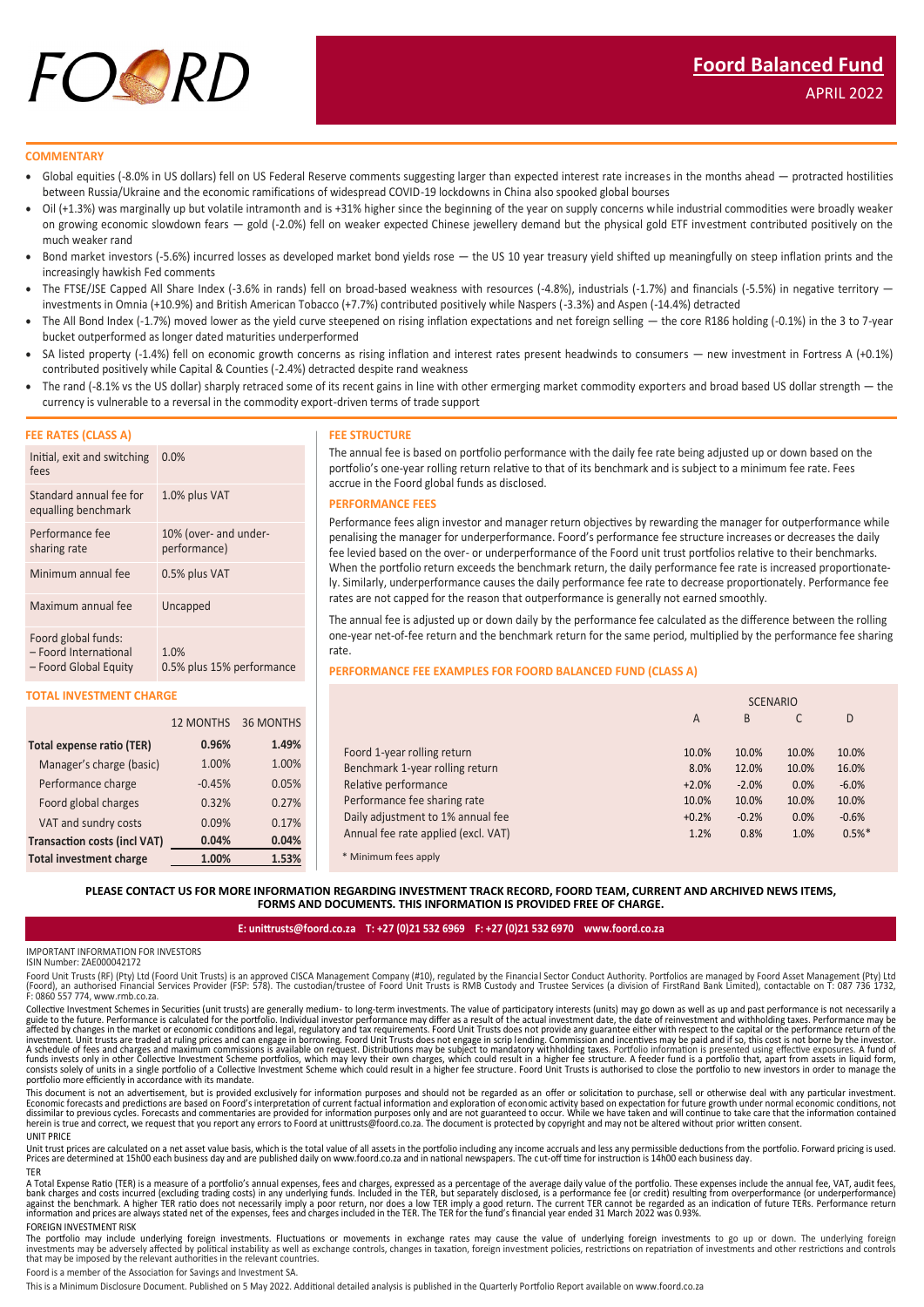# Foord Balanced Fund

APRIL 2022

## COMMENTARY

- Global equities (-8.0% in US dollars) fell on US Federal Reserve comments suggesting larger than expected interest rate increases in the months ahead — protracted hostilities between Russia/Ukraine and the economic ramifications of widespread COVID-19 lockdowns in China also spooked global bourses
- Oil (+1.3%) was marginally up but volatile intramonth and is +31% higher since the beginning of the year on supply concerns while industrial commodities were broadly weaker on growing economic slowdown fears — gold (-2.0%) fell on weaker expected Chinese jewellery demand but the physical gold ETF investment contributed positively on the much weaker rand
- Bond market investors (-5.6%) incurred losses as developed market bond yields rose — the US 10 year treasury yield shifted up meaningfully on steep inflation prints and the increasingly hawkish Fed comments
- The FTSE/JSE Capped All Share Index (-3.6% in rands) fell on broad-based weakness with resources (-4.8%), industrials (-1.7%) and financials (-5.5%) in negative territory — investments in Omnia (+10.9%) and British American Tobacco (+7.7%) contributed positively while Naspers (-3.3%) and Aspen (-14.4%) detracted
- The All Bond Index (-1.7%) moved lower as the yield curve steepened on rising inflation expectations and net foreign selling — the core R186 holding (-0.1%) in the 3 to 7-year bucket outperformed as longer dated maturities underperformed
- SA listed property (-1.4%) fell on economic growth concerns as rising inflation and interest rates present headwinds to consumers — new investment in Fortress A (+0.1%) contributed positively while Capital & Counties (-2.4%) detracted despite rand weakness
- The rand (-8.1% vs the US dollar) sharply retraced some of its recent gains in line with other ermerging market commodity exporters and broad based US dollar strength — the currency is vulnerable to a reversal in the commodity export-driven terms of trade support

## FEE RATES (CLASS A)

| | |
|---|---|
| Initial, exit and switching fees | 0.0% |
| Standard annual fee for equalling benchmark | 1.0% plus VAT |
| Performance fee sharing rate | 10% (over- and under-performance) |
| Minimum annual fee | 0.5% plus VAT |
| Maximum annual fee | Uncapped |
| Foord global funds:<br>– Foord International<br>– Foord Global Equity | <br>1.0%<br>0.5% plus 15% performance |

## TOTAL INVESTMENT CHARGE

| | 12 MONTHS | 36 MONTHS |
|---|---|---|
| **Total expense ratio (TER)** | **0.96%** | **1.49%** |
| Manager's charge (basic) | 1.00% | 1.00% |
| Performance charge | -0.45% | 0.05% |
| Foord global charges | 0.32% | 0.27% |
| VAT and sundry costs | 0.09% | 0.17% |
| **Transaction costs (incl VAT)** | **0.04%** | **0.04%** |
| **Total investment charge** | **1.00%** | **1.53%** |

## FEE STRUCTURE

The annual fee is based on portfolio performance with the daily fee rate being adjusted up or down based on the portfolio's one-year rolling return relative to that of its benchmark and is subject to a minimum fee rate. Fees accrue in the Foord global funds as disclosed.

## PERFORMANCE FEES

Performance fees align investor and manager return objectives by rewarding the manager for outperformance while penalising the manager for underperformance. Foord's performance fee structure increases or decreases the daily fee levied based on the over- or underperformance of the Foord unit trust portfolios relative to their benchmarks. When the portfolio return exceeds the benchmark return, the daily performance fee rate is increased proportionately. Similarly, underperformance causes the daily performance fee rate to decrease proportionately. Performance fee rates are not capped for the reason that outperformance is generally not earned smoothly.

The annual fee is adjusted up or down daily by the performance fee calculated as the difference between the rolling one-year net-of-fee return and the benchmark return for the same period, multiplied by the performance fee sharing rate.

## PERFORMANCE FEE EXAMPLES FOR FOORD BALANCED FUND (CLASS A)

| | SCENARIO | | | |
|---|---|---|---|---|
| | A | B | C | D |
| Foord 1-year rolling return | 10.0% | 10.0% | 10.0% | 10.0% |
| Benchmark 1-year rolling return | 8.0% | 12.0% | 10.0% | 16.0% |
| Relative performance | +2.0% | -2.0% | 0.0% | -6.0% |
| Performance fee sharing rate | 10.0% | 10.0% | 10.0% | 10.0% |
| Daily adjustment to 1% annual fee | +0.2% | -0.2% | 0.0% | -0.6% |
| Annual fee rate applied (excl. VAT) | 1.2% | 0.8% | 1.0% | 0.5%* |

\* Minimum fees apply

**PLEASE CONTACT US FOR MORE INFORMATION REGARDING INVESTMENT TRACK RECORD, FOORD TEAM, CURRENT AND ARCHIVED NEWS ITEMS, FORMS AND DOCUMENTS. THIS INFORMATION IS PROVIDED FREE OF CHARGE.**

**E: unittrusts@foord.co.za T: +27 (0)21 532 6969 F: +27 (0)21 532 6970 www.foord.co.za**

IMPORTANT INFORMATION FOR INVESTORS
ISIN Number: ZAE000042172

Foord Unit Trusts (RF) (Pty) Ltd (Foord Unit Trusts) is an approved CISCA Management Company (#10), regulated by the Financial Sector Conduct Authority. Portfolios are managed by Foord Asset Management (Pty) Ltd (Foord), an authorised Financial Services Provider (FSP: 578). The custodian/trustee of Foord Unit Trusts is RMB Custody and Trustee Services (a division of FirstRand Bank Limited), contactable on T: 087 736 1732, F: 0860 557 774, www.rmb.co.za.

Collective Investment Schemes in Securities (unit trusts) are generally medium- to long-term investments. The value of participatory interests (units) may go down as well as up and past performance is not necessarily a guide to the future. Performance is calculated for the portfolio. Individual investor performance may differ as a result of the actual investment date, the date of reinvestment and withholding taxes. Performance may be affected by changes in the market or economic conditions and legal, regulatory and tax requirements. Foord Unit Trusts does not provide any guarantee either with respect to the capital or the performance return of the investment. Unit trusts are traded at ruling prices and can engage in borrowing. Foord Unit Trusts does not engage in scrip lending. Commission and incentives may be paid and if so, this cost is not borne by the investor. A schedule of fees and charges and maximum commissions is available on request. Distributions may be subject to mandatory withholding taxes. Portfolio information is presented using effective exposures. A fund of funds invests only in other Collective Investment Scheme portfolios, which may levy their own charges, which could result in a higher fee structure. A feeder fund is a portfolio that, apart from assets in liquid form, consists solely of units in a single portfolio of a Collective Investment Scheme which could result in a higher fee structure. Foord Unit Trusts is authorised to close the portfolio to new investors in order to manage the portfolio more efficiently in accordance with its mandate.

This document is not an advertisement, but is provided exclusively for information purposes and should not be regarded as an offer or solicitation to purchase, sell or otherwise deal with any particular investment. Economic forecasts and predictions are based on Foord's interpretation of current factual information and exploration of economic activity based on expectation for future growth under normal economic conditions, not dissimilar to previous cycles. Forecasts and commentaries are provided for information purposes only and are not guaranteed to occur. While we have taken and will continue to take care that the information contained herein is true and correct, we request that you report any errors to Foord at unittrusts@foord.co.za. The document is protected by copyright and may not be altered without prior written consent.

UNIT PRICE

Unit trust prices are calculated on a net asset value basis, which is the total value of all assets in the portfolio including any income accruals and less any permissible deductions from the portfolio. Forward pricing is used. Prices are determined at 15h00 each business day and are published daily on www.foord.co.za and in national newspapers. The cut-off time for instruction is 14h00 each business day.

TER

A Total Expense Ratio (TER) is a measure of a portfolio's annual expenses, fees and charges, expressed as a percentage of the average daily value of the portfolio. These expenses include the annual fee, VAT, audit fees, bank charges and costs incurred (excluding trading costs) in any underlying funds. Included in the TER, but separately disclosed, is a performance fee (or credit) resulting from overperformance (or underperformance) against the benchmark. A higher TER ratio does not necessarily imply a poor return, nor does a low TER imply a good return. The current TER cannot be regarded as an indication of future TERs. Performance return information and prices are always stated net of the expenses, fees and charges included in the TER. The TER for the fund's financial year ended 31 March 2022 was 0.93%.

FOREIGN INVESTMENT RISK

The portfolio may include underlying foreign investments. Fluctuations or movements in exchange rates may cause the value of underlying foreign investments to go up or down. The underlying foreign investments may be adversely affected by political instability as well as exchange controls, changes in taxation, foreign investment policies, restrictions on repatriation of investments and other restrictions and controls that may be imposed by the relevant authorities in the relevant countries.

Foord is a member of the Association for Savings and Investment SA.

This is a Minimum Disclosure Document. Published on 5 May 2022. Additional detailed analysis is published in the Quarterly Portfolio Report available on www.foord.co.za